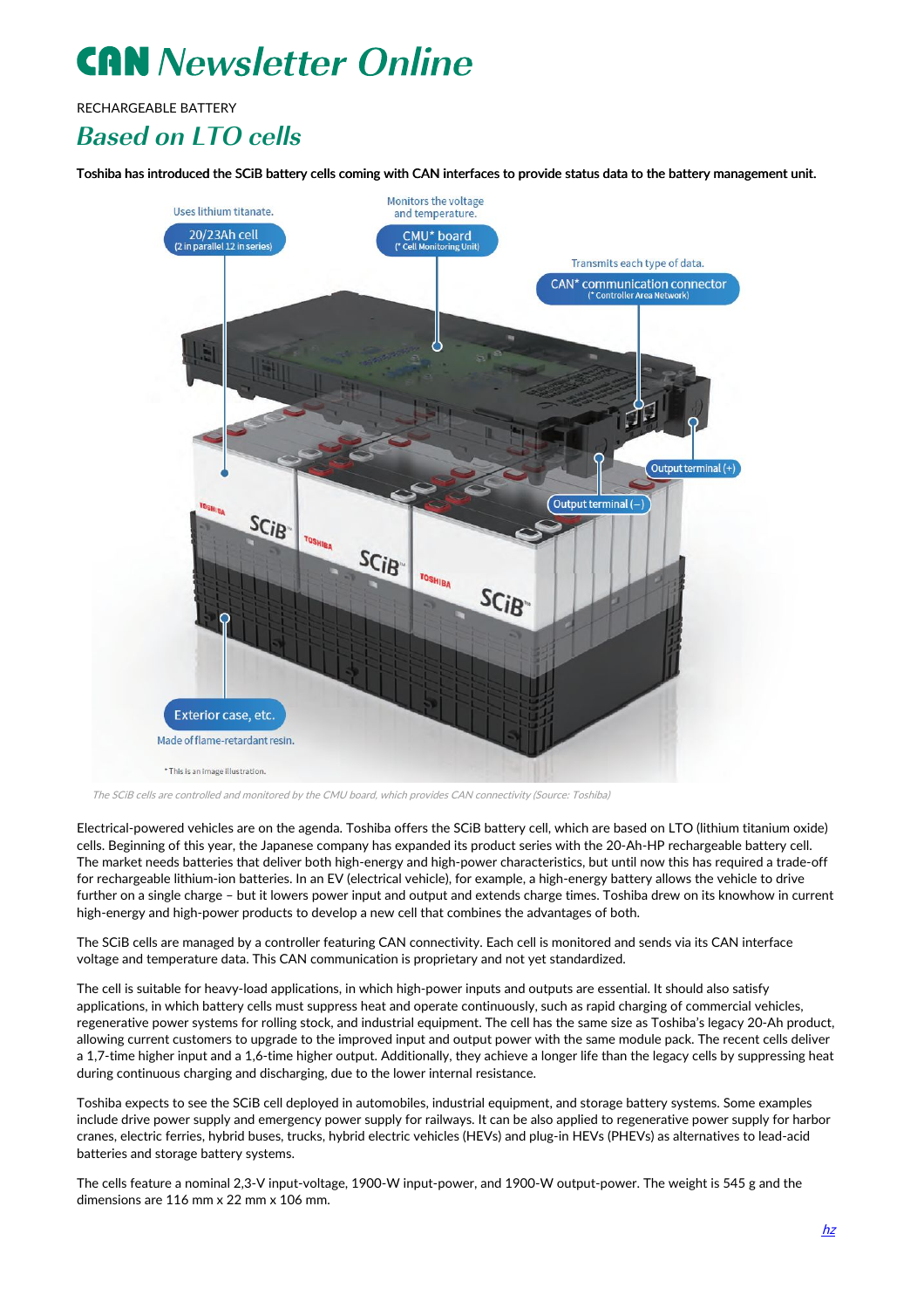# CAN Newsletter Online

RECHARGEABLE BATTERY

## Based on LTO cells

**Toshiba has introduced the SCiB battery cells coming with CAN interfaces to provide status data to the battery management unit.**

Uses lithium titanate.
20/23Ah cell
(2 in parallel 12 in series)
Monitors the voltage and temperature.
CMU* board
(* Cell Monitoring Unit)
Transmits each type of data.
CAN* communication connector
(* Controller Area Network)
Output terminal (+)
Output terminal (–)
Exterior case, etc.
Made of flame-retardant resin.
* This is an image illustration.

*The SCiB cells are controlled and monitored by the CMU board, which provides CAN connectivity (Source: Toshiba)*

Electrical-powered vehicles are on the agenda. Toshiba offers the SCiB battery cell, which are based on LTO (lithium titanium oxide) cells. Beginning of this year, the Japanese company has expanded its product series with the 20-Ah-HP rechargeable battery cell. The market needs batteries that deliver both high-energy and high-power characteristics, but until now this has required a trade-off for rechargeable lithium-ion batteries. In an EV (electrical vehicle), for example, a high-energy battery allows the vehicle to drive further on a single charge – but it lowers power input and output and extends charge times. Toshiba drew on its knowhow in current high-energy and high-power products to develop a new cell that combines the advantages of both.

The SCiB cells are managed by a controller featuring CAN connectivity. Each cell is monitored and sends via its CAN interface voltage and temperature data. This CAN communication is proprietary and not yet standardized.

The cell is suitable for heavy-load applications, in which high-power inputs and outputs are essential. It should also satisfy applications, in which battery cells must suppress heat and operate continuously, such as rapid charging of commercial vehicles, regenerative power systems for rolling stock, and industrial equipment. The cell has the same size as Toshiba's legacy 20-Ah product, allowing current customers to upgrade to the improved input and output power with the same module pack. The recent cells deliver a 1,7-time higher input and a 1,6-time higher output. Additionally, they achieve a longer life than the legacy cells by suppressing heat during continuous charging and discharging, due to the lower internal resistance.

Toshiba expects to see the SCiB cell deployed in automobiles, industrial equipment, and storage battery systems. Some examples include drive power supply and emergency power supply for railways. It can be also applied to regenerative power supply for harbor cranes, electric ferries, hybrid buses, trucks, hybrid electric vehicles (HEVs) and plug-in HEVs (PHEVs) as alternatives to lead-acid batteries and storage battery systems.

The cells feature a nominal 2,3-V input-voltage, 1900-W input-power, and 1900-W output-power. The weight is 545 g and the dimensions are 116 mm x 22 mm x 106 mm.

hz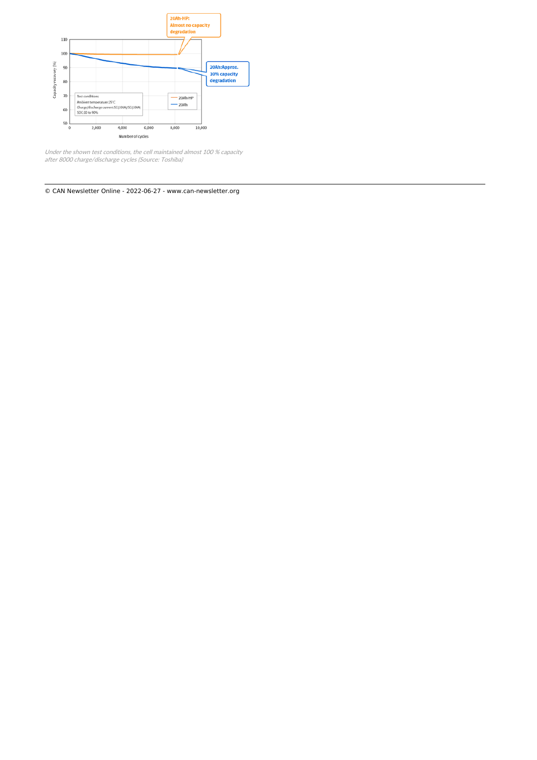20Ah-HP:
Almost no capacity degradation

110
100
90
80
70
60
50

Capacity recovery (%)

20Ah:Approx. 10% capacity degradation

Test conditions
Ambient temperature:25°C
Charge/discharge current:5C(100A)/5C(100A)
SOC:10 to 90%

20Ah-HP
20Ah

0
2,000
4,000
6,000
8,000
10,000

Number of cycles

*Under the shown test conditions, the cell maintained almost 100 % capacity after 8000 charge/discharge cycles (Source: Toshiba)*

---

© CAN Newsletter Online - 2022-06-27 - www.can-newsletter.org